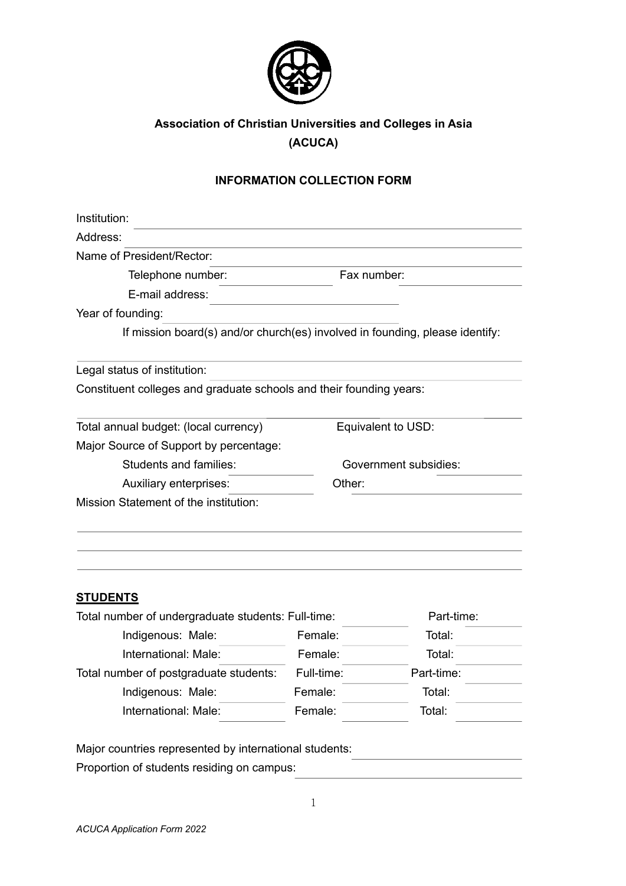**Association of Christian Universities and Colleges in Asia**

**(ACUCA)**

**INFORMATION COLLECTION FORM**

Institution:

Address:

Name of President/Rector:

Telephone number: Fax number:

E-mail address:

Year of founding:

If mission board(s) and/or church(es) involved in founding, please identify:

Legal status of institution:

Constituent colleges and graduate schools and their founding years:

Total annual budget: (local currency) Equivalent to USD:

Major Source of Support by percentage:

Students and families: Government subsidies:

Auxiliary enterprises: Other:

Mission Statement of the institution:

**STUDENTS**

Total number of undergraduate students: Full-time: Part-time:

Indigenous: Male: Female: Total:

International: Male: Female: Total:

Total number of postgraduate students: Full-time: Part-time:

Indigenous: Male: Female: Total:

International: Male: Female: Total:

Major countries represented by international students:

Proportion of students residing on campus:

*ACUCA Application Form 2022*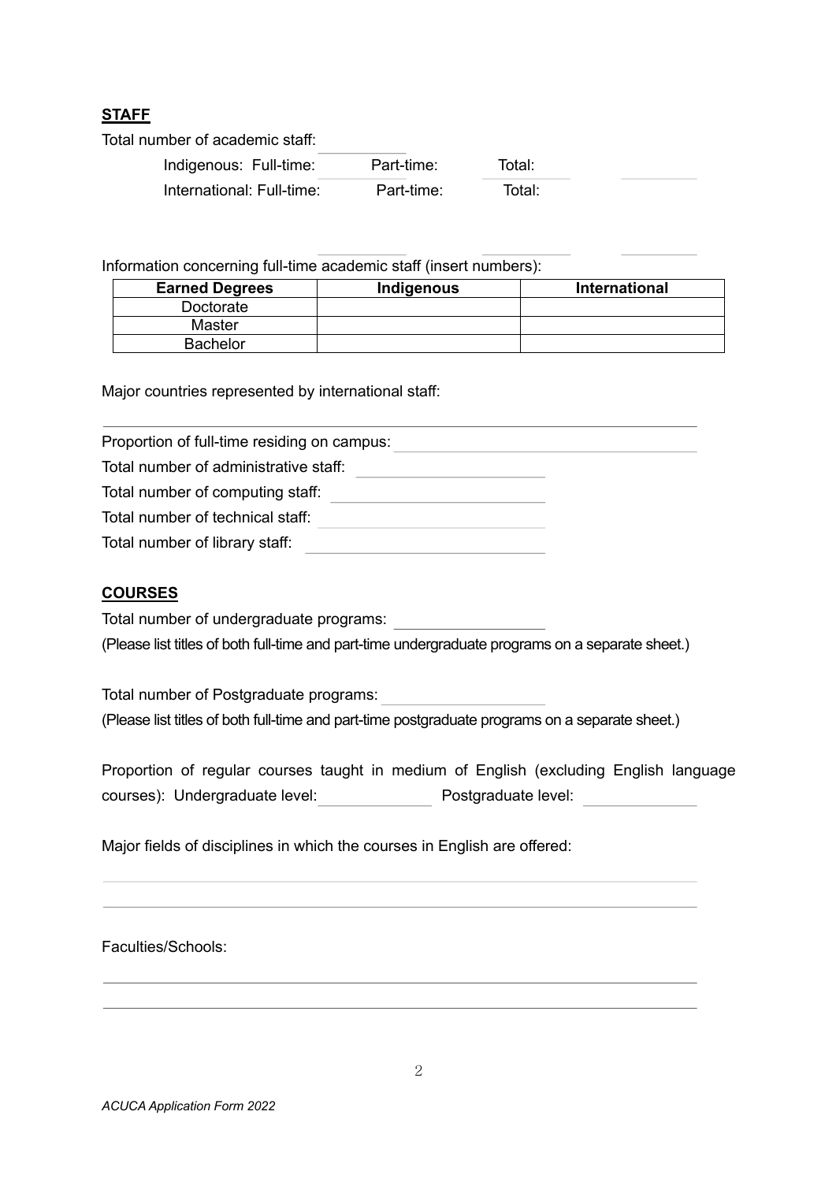**STAFF**

Total number of academic staff:

Indigenous: Full-time: Part-time: Total:

International: Full-time: Part-time: Total:

Information concerning full-time academic staff (insert numbers):

| Earned Degrees | Indigenous | International |
|---|---|---|
| Doctorate | | |
| Master | | |
| Bachelor | | |

Major countries represented by international staff:

Proportion of full-time residing on campus:

Total number of administrative staff:

Total number of computing staff:

Total number of technical staff:

Total number of library staff:

**COURSES**

Total number of undergraduate programs:

(Please list titles of both full-time and part-time undergraduate programs on a separate sheet.)

Total number of Postgraduate programs:

(Please list titles of both full-time and part-time postgraduate programs on a separate sheet.)

Proportion of regular courses taught in medium of English (excluding English language courses): Undergraduate level: Postgraduate level:

Major fields of disciplines in which the courses in English are offered:

Faculties/Schools: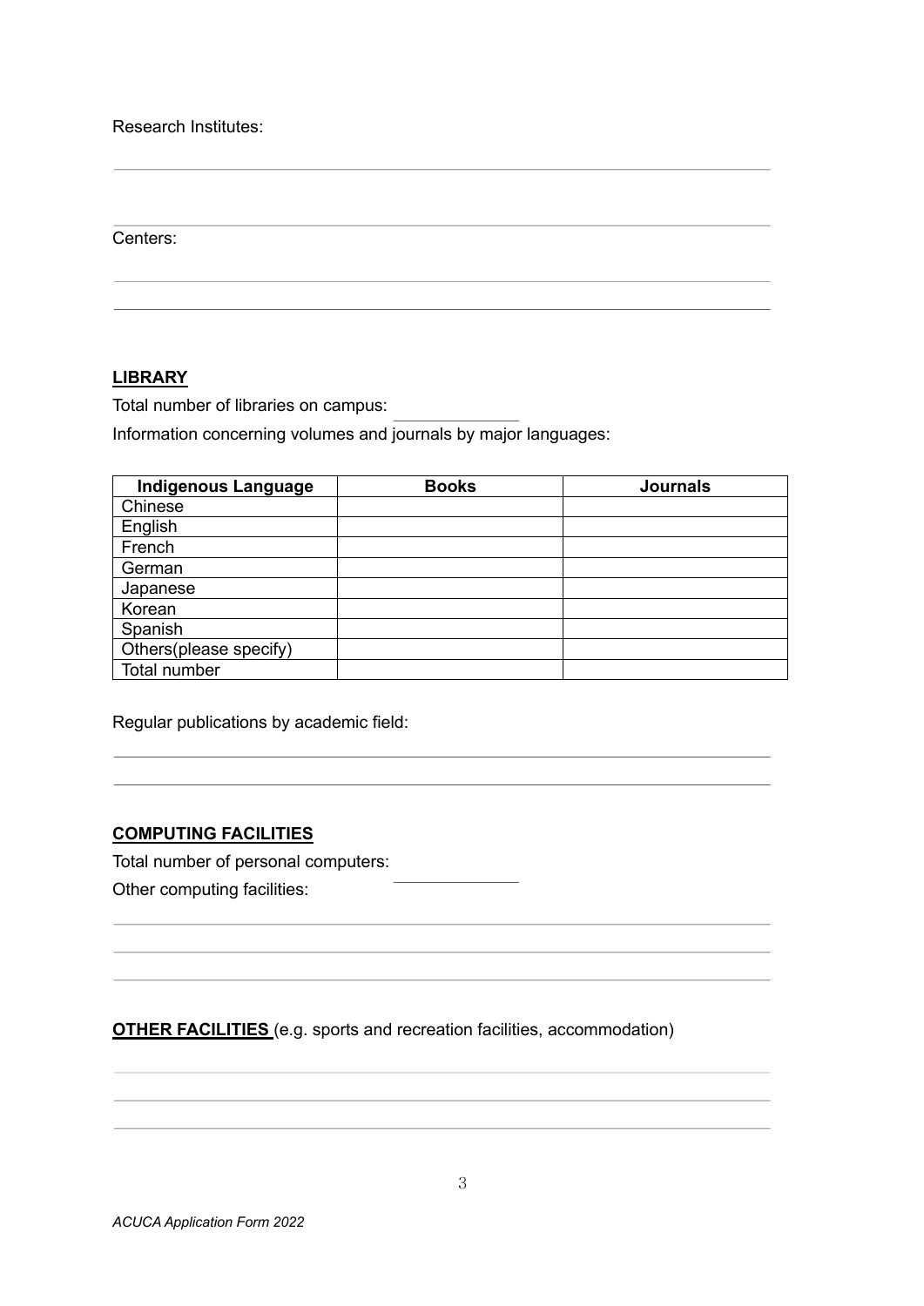Research Institutes:

Centers:

**LIBRARY**

Total number of libraries on campus:

Information concerning volumes and journals by major languages:

| Indigenous Language | Books | Journals |
|---|---|---|
| Chinese | | |
| English | | |
| French | | |
| German | | |
| Japanese | | |
| Korean | | |
| Spanish | | |
| Others(please specify) | | |
| Total number | | |

Regular publications by academic field:

**COMPUTING FACILITIES**

Total number of personal computers:

Other computing facilities:

**OTHER FACILITIES** (e.g. sports and recreation facilities, accommodation)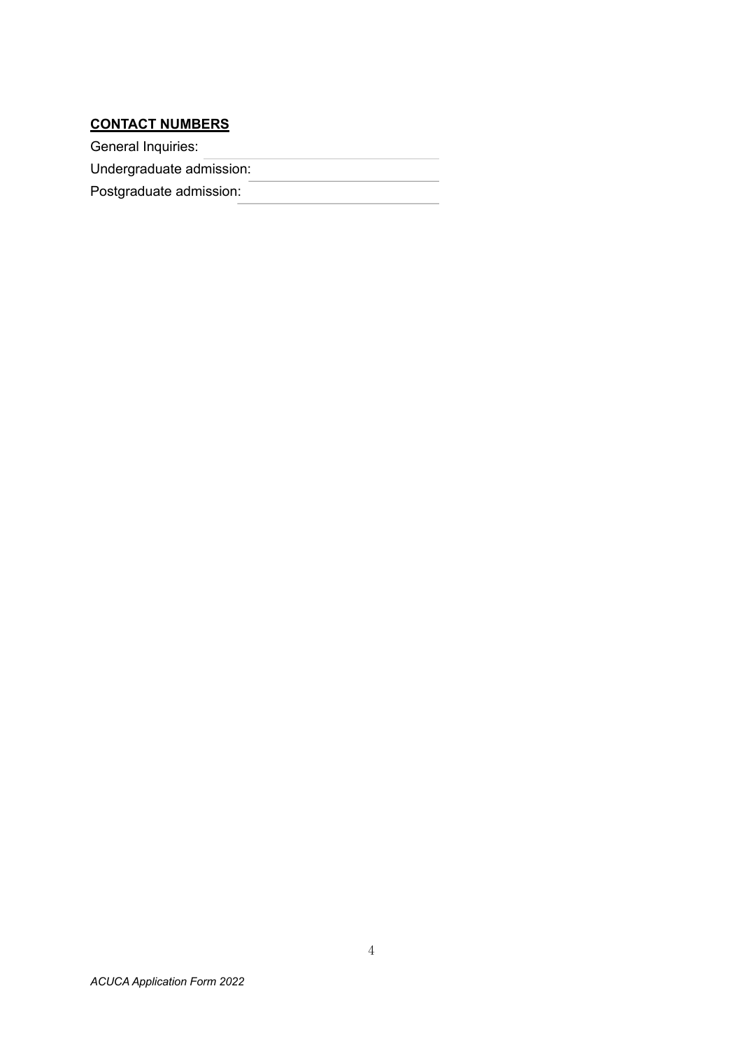**CONTACT NUMBERS**

General Inquiries: ______________________

Undergraduate admission: ______________________

Postgraduate admission: ______________________